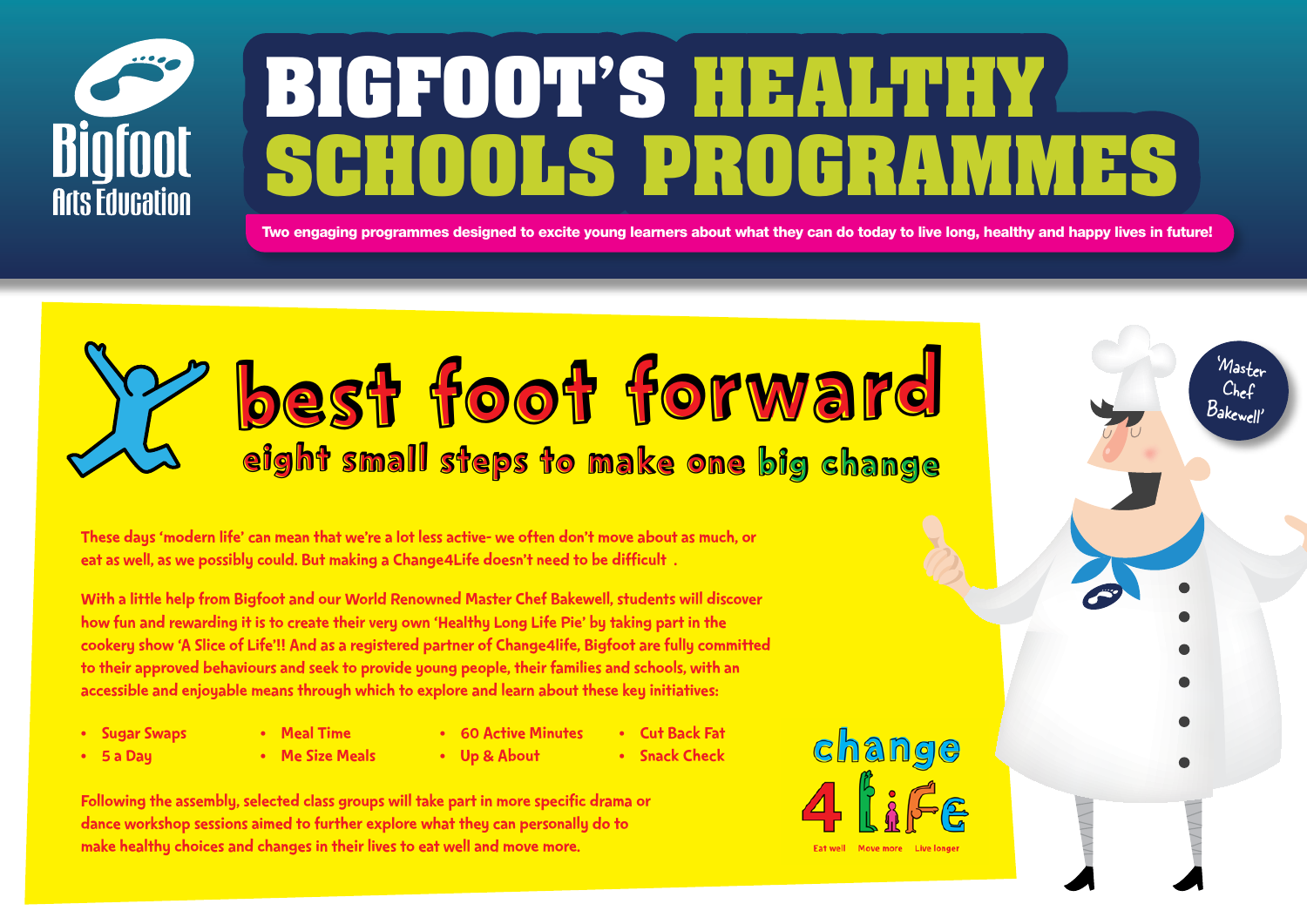Bigfoot Arts Education

# BIGFOOT'S HEALTHY SCHOOLS PROGRAMMES

**Two engaging programmes designed to excite young learners about what they can do today to live long, healthy and happy lives in future!**

## best foot forward

### eight small steps to make one big change

These days 'modern life' can mean that we're a lot less active- we often don't move about as much, or eat as well, as we possibly could. But making a Change4Life doesn't need to be difficult .

With a little help from Bigfoot and our World Renowned Master Chef Bakewell, students will discover how fun and rewarding it is to create their very own 'Healthy Long Life Pie' by taking part in the cookery show 'A Slice of Life'!! And as a registered partner of Change4life, Bigfoot are fully committed to their approved behaviours and seek to provide young people, their families and schools, with an accessible and enjoyable means through which to explore and learn about these key initiatives:

- Sugar Swaps
- 5 a Day
- Meal Time
- Me Size Meals
- 60 Active Minutes
- Up & About
- Cut Back Fat
- Snack Check

Following the assembly, selected class groups will take part in more specific drama or dance workshop sessions aimed to further explore what they can personally do to make healthy choices and changes in their lives to eat well and move more.

change 4 Life — Eat well Move more Live longer

'Master Chef Bakewell'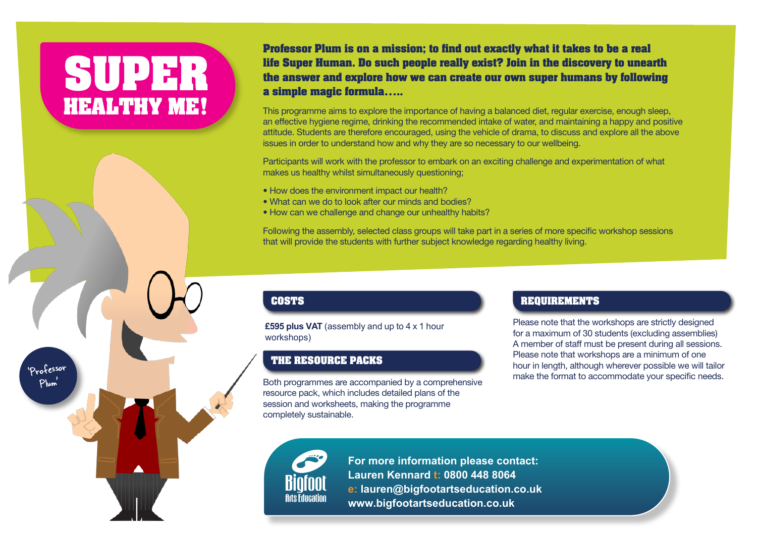# SUPER HEALTHY ME!

**Professor Plum is on a mission; to find out exactly what it takes to be a real life Super Human. Do such people really exist? Join in the discovery to unearth the answer and explore how we can create our own super humans by following a simple magic formula.....**

This programme aims to explore the importance of having a balanced diet, regular exercise, enough sleep, an effective hygiene regime, drinking the recommended intake of water, and maintaining a happy and positive attitude. Students are therefore encouraged, using the vehicle of drama, to discuss and explore all the above issues in order to understand how and why they are so necessary to our wellbeing.

Participants will work with the professor to embark on an exciting challenge and experimentation of what makes us healthy whilst simultaneously questioning;

- How does the environment impact our health?
- What can we do to look after our minds and bodies?
- How can we challenge and change our unhealthy habits?

Following the assembly, selected class groups will take part in a series of more specific workshop sessions that will provide the students with further subject knowledge regarding healthy living.

'Professor Plum'

## COSTS

**£595 plus VAT** (assembly and up to 4 x 1 hour workshops)

## THE RESOURCE PACKS

Both programmes are accompanied by a comprehensive resource pack, which includes detailed plans of the session and worksheets, making the programme completely sustainable.

## REQUIREMENTS

Please note that the workshops are strictly designed for a maximum of 30 students (excluding assemblies) A member of staff must be present during all sessions. Please note that workshops are a minimum of one hour in length, although wherever possible we will tailor make the format to accommodate your specific needs.

Bigfoot Arts Education

**For more information please contact:**
**Lauren Kennard t: 0800 448 8064**
**e: lauren@bigfootartseducation.co.uk**
**www.bigfootartseducation.co.uk**